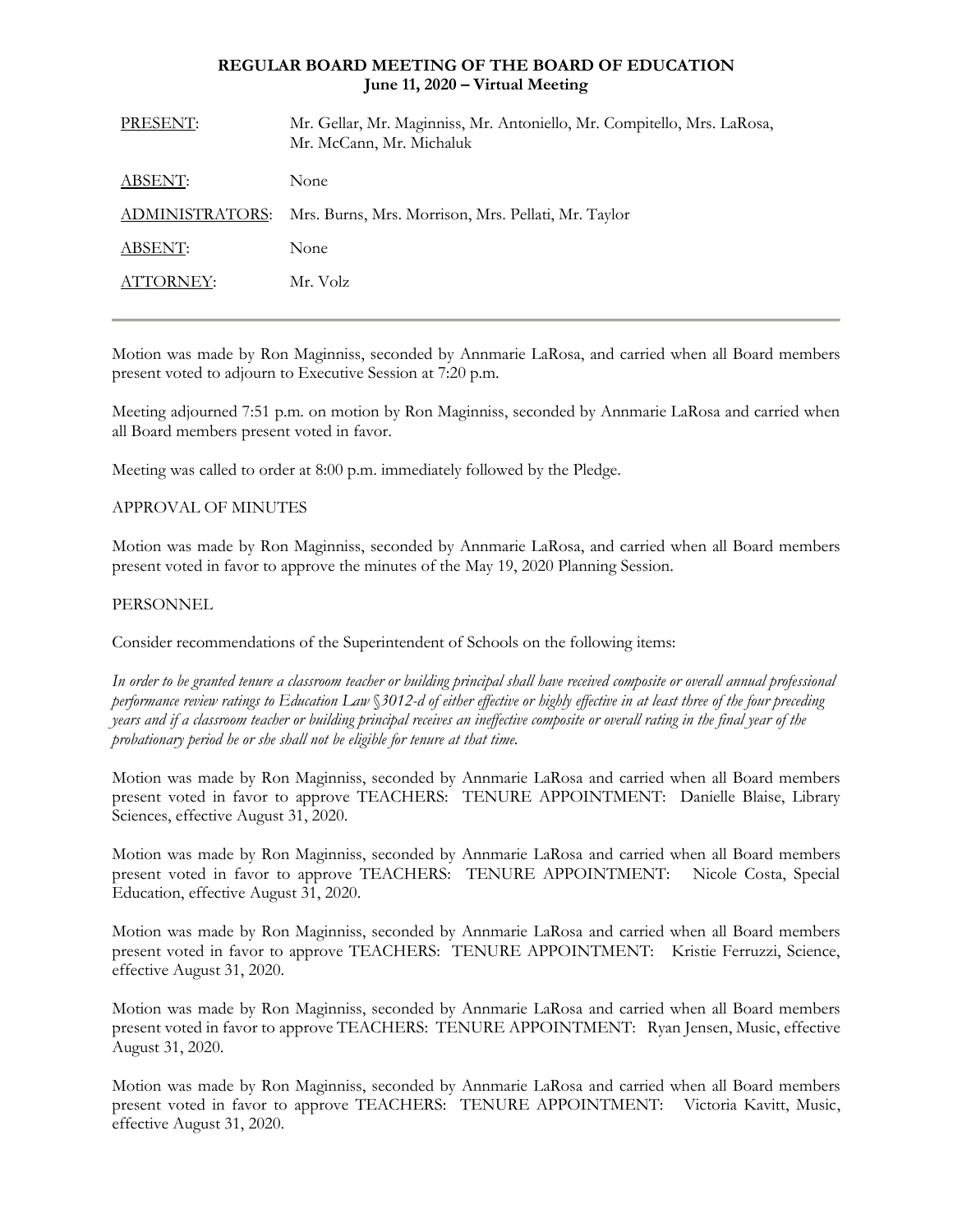**REGULAR BOARD MEETING OF THE BOARD OF EDUCATION**
**June 11, 2020 – Virtual Meeting**

| | |
|---|---|
| PRESENT: | Mr. Gellar, Mr. Maginniss, Mr. Antoniello, Mr. Compitello, Mrs. LaRosa, Mr. McCann, Mr. Michaluk |
| ABSENT: | None |
| ADMINISTRATORS: | Mrs. Burns, Mrs. Morrison, Mrs. Pellati, Mr. Taylor |
| ABSENT: | None |
| ATTORNEY: | Mr. Volz |

---

Motion was made by Ron Maginniss, seconded by Annmarie LaRosa, and carried when all Board members present voted to adjourn to Executive Session at 7:20 p.m.

Meeting adjourned 7:51 p.m. on motion by Ron Maginniss, seconded by Annmarie LaRosa and carried when all Board members present voted in favor.

Meeting was called to order at 8:00 p.m. immediately followed by the Pledge.

APPROVAL OF MINUTES

Motion was made by Ron Maginniss, seconded by Annmarie LaRosa, and carried when all Board members present voted in favor to approve the minutes of the May 19, 2020 Planning Session.

PERSONNEL

Consider recommendations of the Superintendent of Schools on the following items:

*In order to be granted tenure a classroom teacher or building principal shall have received composite or overall annual professional performance review ratings to Education Law §3012-d of either effective or highly effective in at least three of the four preceding years and if a classroom teacher or building principal receives an ineffective composite or overall rating in the final year of the probationary period he or she shall not be eligible for tenure at that time.*

Motion was made by Ron Maginniss, seconded by Annmarie LaRosa and carried when all Board members present voted in favor to approve TEACHERS: TENURE APPOINTMENT: Danielle Blaise, Library Sciences, effective August 31, 2020.

Motion was made by Ron Maginniss, seconded by Annmarie LaRosa and carried when all Board members present voted in favor to approve TEACHERS: TENURE APPOINTMENT: Nicole Costa, Special Education, effective August 31, 2020.

Motion was made by Ron Maginniss, seconded by Annmarie LaRosa and carried when all Board members present voted in favor to approve TEACHERS: TENURE APPOINTMENT: Kristie Ferruzzi, Science, effective August 31, 2020.

Motion was made by Ron Maginniss, seconded by Annmarie LaRosa and carried when all Board members present voted in favor to approve TEACHERS: TENURE APPOINTMENT: Ryan Jensen, Music, effective August 31, 2020.

Motion was made by Ron Maginniss, seconded by Annmarie LaRosa and carried when all Board members present voted in favor to approve TEACHERS: TENURE APPOINTMENT: Victoria Kavitt, Music, effective August 31, 2020.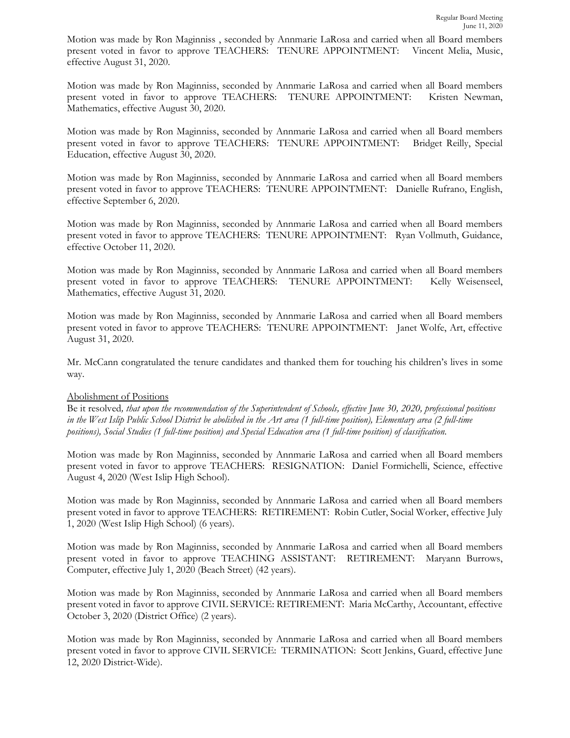Motion was made by Ron Maginniss , seconded by Annmarie LaRosa and carried when all Board members present voted in favor to approve TEACHERS: TENURE APPOINTMENT: Vincent Melia, Music, effective August 31, 2020.

Motion was made by Ron Maginniss, seconded by Annmarie LaRosa and carried when all Board members present voted in favor to approve TEACHERS: TENURE APPOINTMENT: Kristen Newman, Mathematics, effective August 30, 2020.

Motion was made by Ron Maginniss, seconded by Annmarie LaRosa and carried when all Board members present voted in favor to approve TEACHERS: TENURE APPOINTMENT: Bridget Reilly, Special Education, effective August 30, 2020.

Motion was made by Ron Maginniss, seconded by Annmarie LaRosa and carried when all Board members present voted in favor to approve TEACHERS: TENURE APPOINTMENT: Danielle Rufrano, English, effective September 6, 2020.

Motion was made by Ron Maginniss, seconded by Annmarie LaRosa and carried when all Board members present voted in favor to approve TEACHERS: TENURE APPOINTMENT: Ryan Vollmuth, Guidance, effective October 11, 2020.

Motion was made by Ron Maginniss, seconded by Annmarie LaRosa and carried when all Board members present voted in favor to approve TEACHERS: TENURE APPOINTMENT: Kelly Weisenseel, Mathematics, effective August 31, 2020.

Motion was made by Ron Maginniss, seconded by Annmarie LaRosa and carried when all Board members present voted in favor to approve TEACHERS: TENURE APPOINTMENT: Janet Wolfe, Art, effective August 31, 2020.

Mr. McCann congratulated the tenure candidates and thanked them for touching his children's lives in some way.

Abolishment of Positions

Be it resolved*, that upon the recommendation of the Superintendent of Schools, effective June 30, 2020, professional positions in the West Islip Public School District be abolished in the Art area (1 full-time position), Elementary area (2 full-time positions), Social Studies (1 full-time position) and Special Education area (1 full-time position) of classification.*

Motion was made by Ron Maginniss, seconded by Annmarie LaRosa and carried when all Board members present voted in favor to approve TEACHERS: RESIGNATION: Daniel Formichelli, Science, effective August 4, 2020 (West Islip High School).

Motion was made by Ron Maginniss, seconded by Annmarie LaRosa and carried when all Board members present voted in favor to approve TEACHERS: RETIREMENT: Robin Cutler, Social Worker, effective July 1, 2020 (West Islip High School) (6 years).

Motion was made by Ron Maginniss, seconded by Annmarie LaRosa and carried when all Board members present voted in favor to approve TEACHING ASSISTANT: RETIREMENT: Maryann Burrows, Computer, effective July 1, 2020 (Beach Street) (42 years).

Motion was made by Ron Maginniss, seconded by Annmarie LaRosa and carried when all Board members present voted in favor to approve CIVIL SERVICE: RETIREMENT: Maria McCarthy, Accountant, effective October 3, 2020 (District Office) (2 years).

Motion was made by Ron Maginniss, seconded by Annmarie LaRosa and carried when all Board members present voted in favor to approve CIVIL SERVICE: TERMINATION: Scott Jenkins, Guard, effective June 12, 2020 District-Wide).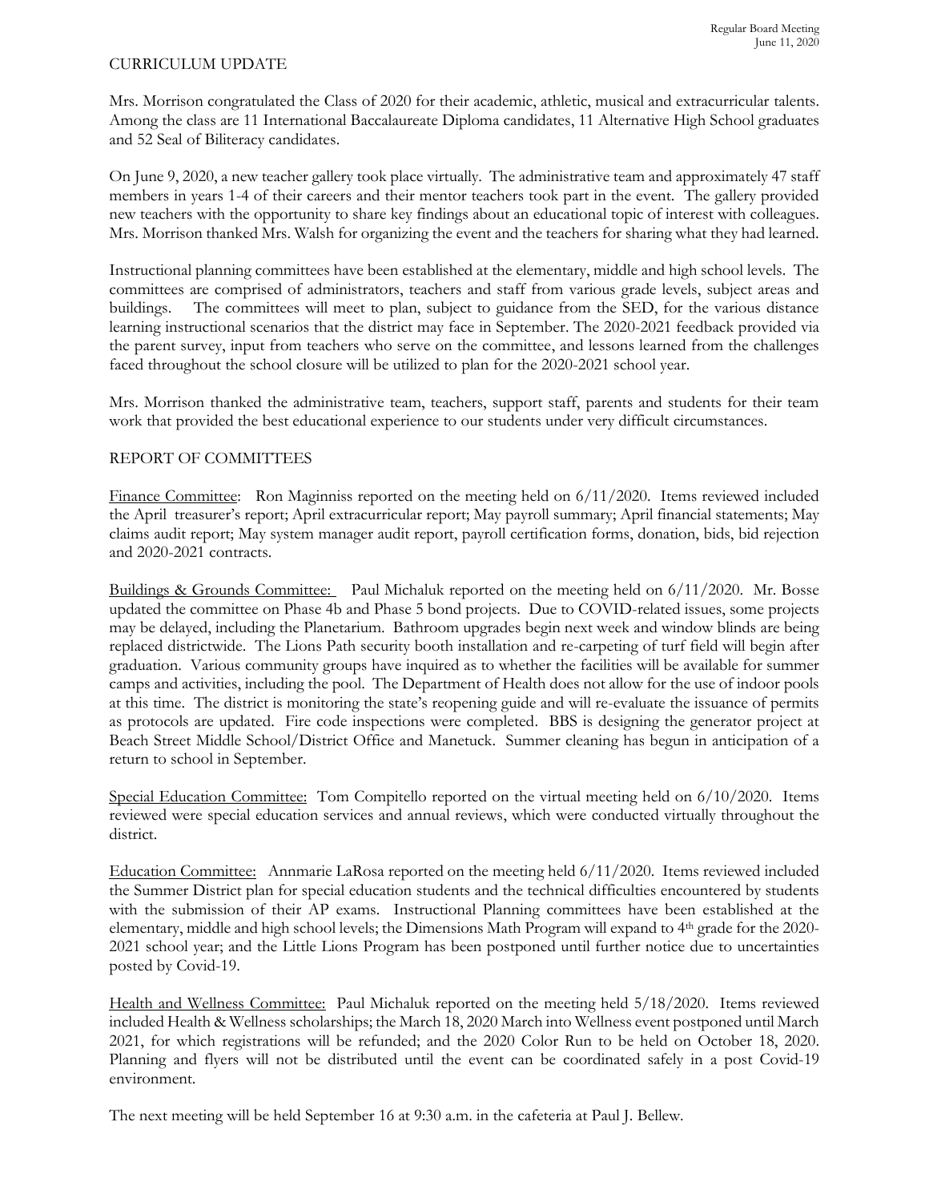CURRICULUM UPDATE

Mrs. Morrison congratulated the Class of 2020 for their academic, athletic, musical and extracurricular talents. Among the class are 11 International Baccalaureate Diploma candidates, 11 Alternative High School graduates and 52 Seal of Biliteracy candidates.

On June 9, 2020, a new teacher gallery took place virtually. The administrative team and approximately 47 staff members in years 1-4 of their careers and their mentor teachers took part in the event. The gallery provided new teachers with the opportunity to share key findings about an educational topic of interest with colleagues. Mrs. Morrison thanked Mrs. Walsh for organizing the event and the teachers for sharing what they had learned.

Instructional planning committees have been established at the elementary, middle and high school levels. The committees are comprised of administrators, teachers and staff from various grade levels, subject areas and buildings. The committees will meet to plan, subject to guidance from the SED, for the various distance learning instructional scenarios that the district may face in September. The 2020-2021 feedback provided via the parent survey, input from teachers who serve on the committee, and lessons learned from the challenges faced throughout the school closure will be utilized to plan for the 2020-2021 school year.

Mrs. Morrison thanked the administrative team, teachers, support staff, parents and students for their team work that provided the best educational experience to our students under very difficult circumstances.

REPORT OF COMMITTEES

Finance Committee: Ron Maginniss reported on the meeting held on 6/11/2020. Items reviewed included the April treasurer's report; April extracurricular report; May payroll summary; April financial statements; May claims audit report; May system manager audit report, payroll certification forms, donation, bids, bid rejection and 2020-2021 contracts.

Buildings & Grounds Committee: Paul Michaluk reported on the meeting held on 6/11/2020. Mr. Bosse updated the committee on Phase 4b and Phase 5 bond projects. Due to COVID-related issues, some projects may be delayed, including the Planetarium. Bathroom upgrades begin next week and window blinds are being replaced districtwide. The Lions Path security booth installation and re-carpeting of turf field will begin after graduation. Various community groups have inquired as to whether the facilities will be available for summer camps and activities, including the pool. The Department of Health does not allow for the use of indoor pools at this time. The district is monitoring the state's reopening guide and will re-evaluate the issuance of permits as protocols are updated. Fire code inspections were completed. BBS is designing the generator project at Beach Street Middle School/District Office and Manetuck. Summer cleaning has begun in anticipation of a return to school in September.

Special Education Committee: Tom Compitello reported on the virtual meeting held on 6/10/2020. Items reviewed were special education services and annual reviews, which were conducted virtually throughout the district.

Education Committee: Annmarie LaRosa reported on the meeting held 6/11/2020. Items reviewed included the Summer District plan for special education students and the technical difficulties encountered by students with the submission of their AP exams. Instructional Planning committees have been established at the elementary, middle and high school levels; the Dimensions Math Program will expand to 4th grade for the 2020-2021 school year; and the Little Lions Program has been postponed until further notice due to uncertainties posted by Covid-19.

Health and Wellness Committee: Paul Michaluk reported on the meeting held 5/18/2020. Items reviewed included Health & Wellness scholarships; the March 18, 2020 March into Wellness event postponed until March 2021, for which registrations will be refunded; and the 2020 Color Run to be held on October 18, 2020. Planning and flyers will not be distributed until the event can be coordinated safely in a post Covid-19 environment.

The next meeting will be held September 16 at 9:30 a.m. in the cafeteria at Paul J. Bellew.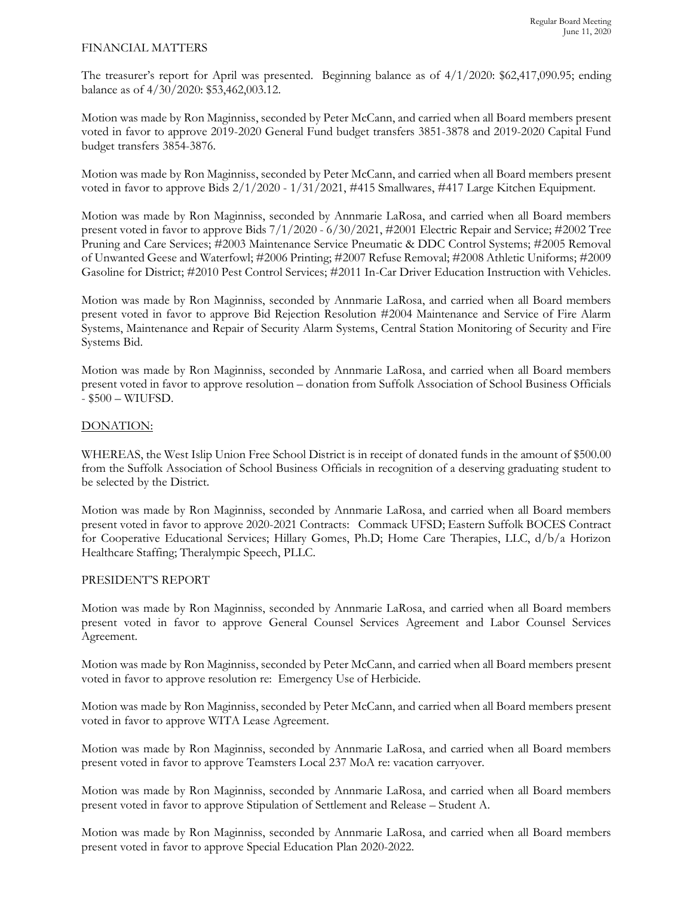FINANCIAL MATTERS

The treasurer's report for April was presented. Beginning balance as of 4/1/2020: $62,417,090.95; ending balance as of 4/30/2020: $53,462,003.12.

Motion was made by Ron Maginniss, seconded by Peter McCann, and carried when all Board members present voted in favor to approve 2019-2020 General Fund budget transfers 3851-3878 and 2019-2020 Capital Fund budget transfers 3854-3876.

Motion was made by Ron Maginniss, seconded by Peter McCann, and carried when all Board members present voted in favor to approve Bids 2/1/2020 - 1/31/2021, #415 Smallwares, #417 Large Kitchen Equipment.

Motion was made by Ron Maginniss, seconded by Annmarie LaRosa, and carried when all Board members present voted in favor to approve Bids 7/1/2020 - 6/30/2021, #2001 Electric Repair and Service; #2002 Tree Pruning and Care Services; #2003 Maintenance Service Pneumatic & DDC Control Systems; #2005 Removal of Unwanted Geese and Waterfowl; #2006 Printing; #2007 Refuse Removal; #2008 Athletic Uniforms; #2009 Gasoline for District; #2010 Pest Control Services; #2011 In-Car Driver Education Instruction with Vehicles.

Motion was made by Ron Maginniss, seconded by Annmarie LaRosa, and carried when all Board members present voted in favor to approve Bid Rejection Resolution #2004 Maintenance and Service of Fire Alarm Systems, Maintenance and Repair of Security Alarm Systems, Central Station Monitoring of Security and Fire Systems Bid.

Motion was made by Ron Maginniss, seconded by Annmarie LaRosa, and carried when all Board members present voted in favor to approve resolution – donation from Suffolk Association of School Business Officials - $500 – WIUFSD.

DONATION:

WHEREAS, the West Islip Union Free School District is in receipt of donated funds in the amount of $500.00 from the Suffolk Association of School Business Officials in recognition of a deserving graduating student to be selected by the District.

Motion was made by Ron Maginniss, seconded by Annmarie LaRosa, and carried when all Board members present voted in favor to approve 2020-2021 Contracts: Commack UFSD; Eastern Suffolk BOCES Contract for Cooperative Educational Services; Hillary Gomes, Ph.D; Home Care Therapies, LLC, d/b/a Horizon Healthcare Staffing; Theralympic Speech, PLLC.

PRESIDENT'S REPORT

Motion was made by Ron Maginniss, seconded by Annmarie LaRosa, and carried when all Board members present voted in favor to approve General Counsel Services Agreement and Labor Counsel Services Agreement.

Motion was made by Ron Maginniss, seconded by Peter McCann, and carried when all Board members present voted in favor to approve resolution re: Emergency Use of Herbicide.

Motion was made by Ron Maginniss, seconded by Peter McCann, and carried when all Board members present voted in favor to approve WITA Lease Agreement.

Motion was made by Ron Maginniss, seconded by Annmarie LaRosa, and carried when all Board members present voted in favor to approve Teamsters Local 237 MoA re: vacation carryover.

Motion was made by Ron Maginniss, seconded by Annmarie LaRosa, and carried when all Board members present voted in favor to approve Stipulation of Settlement and Release – Student A.

Motion was made by Ron Maginniss, seconded by Annmarie LaRosa, and carried when all Board members present voted in favor to approve Special Education Plan 2020-2022.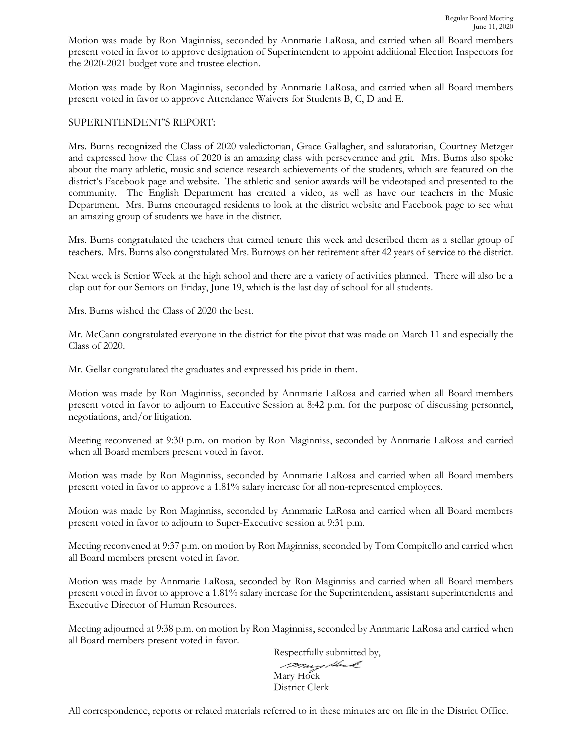Motion was made by Ron Maginniss, seconded by Annmarie LaRosa, and carried when all Board members present voted in favor to approve designation of Superintendent to appoint additional Election Inspectors for the 2020-2021 budget vote and trustee election.

Motion was made by Ron Maginniss, seconded by Annmarie LaRosa, and carried when all Board members present voted in favor to approve Attendance Waivers for Students B, C, D and E.

SUPERINTENDENT'S REPORT:

Mrs. Burns recognized the Class of 2020 valedictorian, Grace Gallagher, and salutatorian, Courtney Metzger and expressed how the Class of 2020 is an amazing class with perseverance and grit. Mrs. Burns also spoke about the many athletic, music and science research achievements of the students, which are featured on the district's Facebook page and website. The athletic and senior awards will be videotaped and presented to the community. The English Department has created a video, as well as have our teachers in the Music Department. Mrs. Burns encouraged residents to look at the district website and Facebook page to see what an amazing group of students we have in the district.

Mrs. Burns congratulated the teachers that earned tenure this week and described them as a stellar group of teachers. Mrs. Burns also congratulated Mrs. Burrows on her retirement after 42 years of service to the district.

Next week is Senior Week at the high school and there are a variety of activities planned. There will also be a clap out for our Seniors on Friday, June 19, which is the last day of school for all students.

Mrs. Burns wished the Class of 2020 the best.

Mr. McCann congratulated everyone in the district for the pivot that was made on March 11 and especially the Class of 2020.

Mr. Gellar congratulated the graduates and expressed his pride in them.

Motion was made by Ron Maginniss, seconded by Annmarie LaRosa and carried when all Board members present voted in favor to adjourn to Executive Session at 8:42 p.m. for the purpose of discussing personnel, negotiations, and/or litigation.

Meeting reconvened at 9:30 p.m. on motion by Ron Maginniss, seconded by Annmarie LaRosa and carried when all Board members present voted in favor.

Motion was made by Ron Maginniss, seconded by Annmarie LaRosa and carried when all Board members present voted in favor to approve a 1.81% salary increase for all non-represented employees.

Motion was made by Ron Maginniss, seconded by Annmarie LaRosa and carried when all Board members present voted in favor to adjourn to Super-Executive session at 9:31 p.m.

Meeting reconvened at 9:37 p.m. on motion by Ron Maginniss, seconded by Tom Compitello and carried when all Board members present voted in favor.

Motion was made by Annmarie LaRosa, seconded by Ron Maginniss and carried when all Board members present voted in favor to approve a 1.81% salary increase for the Superintendent, assistant superintendents and Executive Director of Human Resources.

Meeting adjourned at 9:38 p.m. on motion by Ron Maginniss, seconded by Annmarie LaRosa and carried when all Board members present voted in favor.

Respectfully submitted by,

Mary Hock
Mary Hock
District Clerk

All correspondence, reports or related materials referred to in these minutes are on file in the District Office.